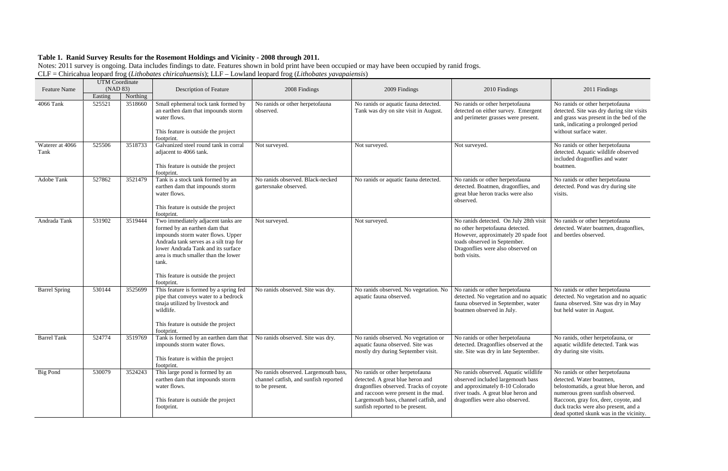**Table 1. Ranid Survey Results for the Rosemont Holdings and Vicinity - 2008 through 2011.**

Notes: 2011 survey is ongoing. Data includes findings to date. Features shown in bold print have been occupied or may have been occupied by ranid frogs.

CLF = Chiricahua leopard frog (*Lithobates chiricahuensis*); LLF – Lowland leopard frog (*Lithobates yavapaiensis*)

| Feature Name | UTM Coordinate (NAD 83) | | Description of Feature | 2008 Findings | 2009 Findings | 2010 Findings | 2011 Findings |
|---|---|---|---|---|---|---|---|
| | Easting | Northing | | | | | |
| 4066 Tank | 525521 | 3518660 | Small ephemeral tock tank formed by an earthen dam that impounds storm water flows.<br><br>This feature is outside the project footprint. | No ranids or other herpetofauna observed. | No ranids or aquatic fauna detected. Tank was dry on site visit in August. | No ranids or other herpetofauna detected on either survey. Emergent and perimeter grasses were present. | No ranids or other herpetofauna detected. Site was dry during site visits and grass was present in the bed of the tank, indicating a prolonged period without surface water. |
| Waterer at 4066 Tank | 525506 | 3518733 | Galvanized steel round tank in corral adjacent to 4066 tank.<br><br>This feature is outside the project footprint. | Not surveyed. | Not surveyed. | Not surveyed. | No ranids or other herpetofauna detected. Aquatic wildlife observed included dragonflies and water boatmen. |
| Adobe Tank | 527862 | 3521479 | Tank is a stock tank formed by an earthen dam that impounds storm water flows.<br><br>This feature is outside the project footprint. | No ranids observed. Black-necked gartersnake observed. | No ranids or aquatic fauna detected. | No ranids or other herpetofauna detected. Boatmen, dragonflies, and great blue heron tracks were also observed. | No ranids or other herpetofauna detected. Pond was dry during site visits. |
| Andrada Tank | 531902 | 3519444 | Two immediately adjacent tanks are formed by an earthen dam that impounds storm water flows. Upper Andrada tank serves as a silt trap for lower Andrada Tank and its surface area is much smaller than the lower tank.<br><br>This feature is outside the project footprint. | Not surveyed. | Not surveyed. | No ranids detected. On July 28th visit no other herpetofauna detected. However, approximately 20 spade foot toads observed in September. Dragonflies were also observed on both visits. | No ranids or other herpetofauna detected. Water boatmen, dragonflies, and beetles observed. |
| Barrel Spring | 530144 | 3525699 | This feature is formed by a spring fed pipe that conveys water to a bedrock tinaja utilized by livestock and wildlife.<br><br>This feature is outside the project footprint. | No ranids observed. Site was dry. | No ranids observed. No vegetation. No aquatic fauna observed. | No ranids or other herpetofauna detected. No vegetation and no aquatic fauna observed in September, water boatmen observed in July. | No ranids or other herpetofauna detected. No vegetation and no aquatic fauna observed. Site was dry in May but held water in August. |
| Barrel Tank | 524774 | 3519769 | Tank is formed by an earthen dam that impounds storm water flows.<br><br>This feature is within the project footprint. | No ranids observed. Site was dry. | No ranids observed. No vegetation or aquatic fauna observed. Site was mostly dry during September visit. | No ranids or other herpetofauna detected. Dragonflies observed at the site. Site was dry in late September. | No ranids, other herpetofauna, or aquatic wildlife detected. Tank was dry during site visits. |
| Big Pond | 530079 | 3524243 | This large pond is formed by an earthen dam that impounds storm water flows.<br><br>This feature is outside the project footprint. | No ranids observed. Largemouth bass, channel catfish, and sunfish reported to be present. | No ranids or other herpetofauna detected. A great blue heron and dragonflies observed. Tracks of coyote and raccoon were present in the mud. Largemouth bass, channel catfish, and sunfish reported to be present. | No ranids observed. Aquatic wildlife observed included largemouth bass and approximately 8-10 Colorado river toads. A great blue heron and dragonflies were also observed. | No ranids or other herpetofauna detected. Water boatmen, belostomatids, a great blue heron, and numerous green sunfish observed. Raccoon, gray fox, deer, coyote, and duck tracks were also present, and a dead spotted skunk was in the vicinity. |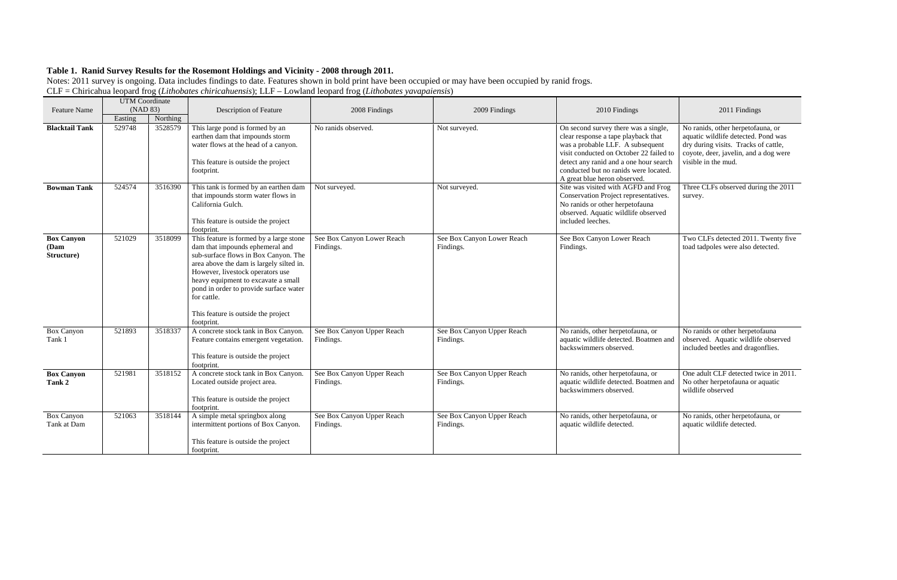**Table 1. Ranid Survey Results for the Rosemont Holdings and Vicinity - 2008 through 2011.**

Notes: 2011 survey is ongoing. Data includes findings to date. Features shown in bold print have been occupied or may have been occupied by ranid frogs.

CLF = Chiricahua leopard frog (*Lithobates chiricahuensis*); LLF – Lowland leopard frog (*Lithobates yavapaiensis*)

| Feature Name | UTM Coordinate (NAD 83) | | Description of Feature | 2008 Findings | 2009 Findings | 2010 Findings | 2011 Findings |
|---|---|---|---|---|---|---|---|
| | Easting | Northing | | | | | |
| **Blacktail Tank** | 529748 | 3528579 | This large pond is formed by an earthen dam that impounds storm water flows at the head of a canyon.<br><br>This feature is outside the project footprint. | No ranids observed. | Not surveyed. | On second survey there was a single, clear response a tape playback that was a probable LLF. A subsequent visit conducted on October 22 failed to detect any ranid and a one hour search conducted but no ranids were located. A great blue heron observed. | No ranids, other herpetofauna, or aquatic wildlife detected. Pond was dry during visits. Tracks of cattle, coyote, deer, javelin, and a dog were visible in the mud. |
| **Bowman Tank** | 524574 | 3516390 | This tank is formed by an earthen dam that impounds storm water flows in California Gulch.<br><br>This feature is outside the project footprint. | Not surveyed. | Not surveyed. | Site was visited with AGFD and Frog Conservation Project representatives. No ranids or other herpetofauna observed. Aquatic wildlife observed included leeches. | Three CLFs observed during the 2011 survey. |
| **Box Canyon (Dam Structure)** | 521029 | 3518099 | This feature is formed by a large stone dam that impounds ephemeral and sub-surface flows in Box Canyon. The area above the dam is largely silted in. However, livestock operators use heavy equipment to excavate a small pond in order to provide surface water for cattle.<br><br>This feature is outside the project footprint. | See Box Canyon Lower Reach Findings. | See Box Canyon Lower Reach Findings. | See Box Canyon Lower Reach Findings. | Two CLFs detected 2011. Twenty five toad tadpoles were also detected. |
| Box Canyon Tank 1 | 521893 | 3518337 | A concrete stock tank in Box Canyon. Feature contains emergent vegetation.<br><br>This feature is outside the project footprint. | See Box Canyon Upper Reach Findings. | See Box Canyon Upper Reach Findings. | No ranids, other herpetofauna, or aquatic wildlife detected. Boatmen and backswimmers observed. | No ranids or other herpetofauna observed. Aquatic wildlife observed included beetles and dragonflies. |
| **Box Canyon Tank 2** | 521981 | 3518152 | A concrete stock tank in Box Canyon. Located outside project area.<br><br>This feature is outside the project footprint. | See Box Canyon Upper Reach Findings. | See Box Canyon Upper Reach Findings. | No ranids, other herpetofauna, or aquatic wildlife detected. Boatmen and backswimmers observed. | One adult CLF detected twice in 2011. No other herpetofauna or aquatic wildlife observed |
| Box Canyon Tank at Dam | 521063 | 3518144 | A simple metal springbox along intermittent portions of Box Canyon.<br><br>This feature is outside the project footprint. | See Box Canyon Upper Reach Findings. | See Box Canyon Upper Reach Findings. | No ranids, other herpetofauna, or aquatic wildlife detected. | No ranids, other herpetofauna, or aquatic wildlife detected. |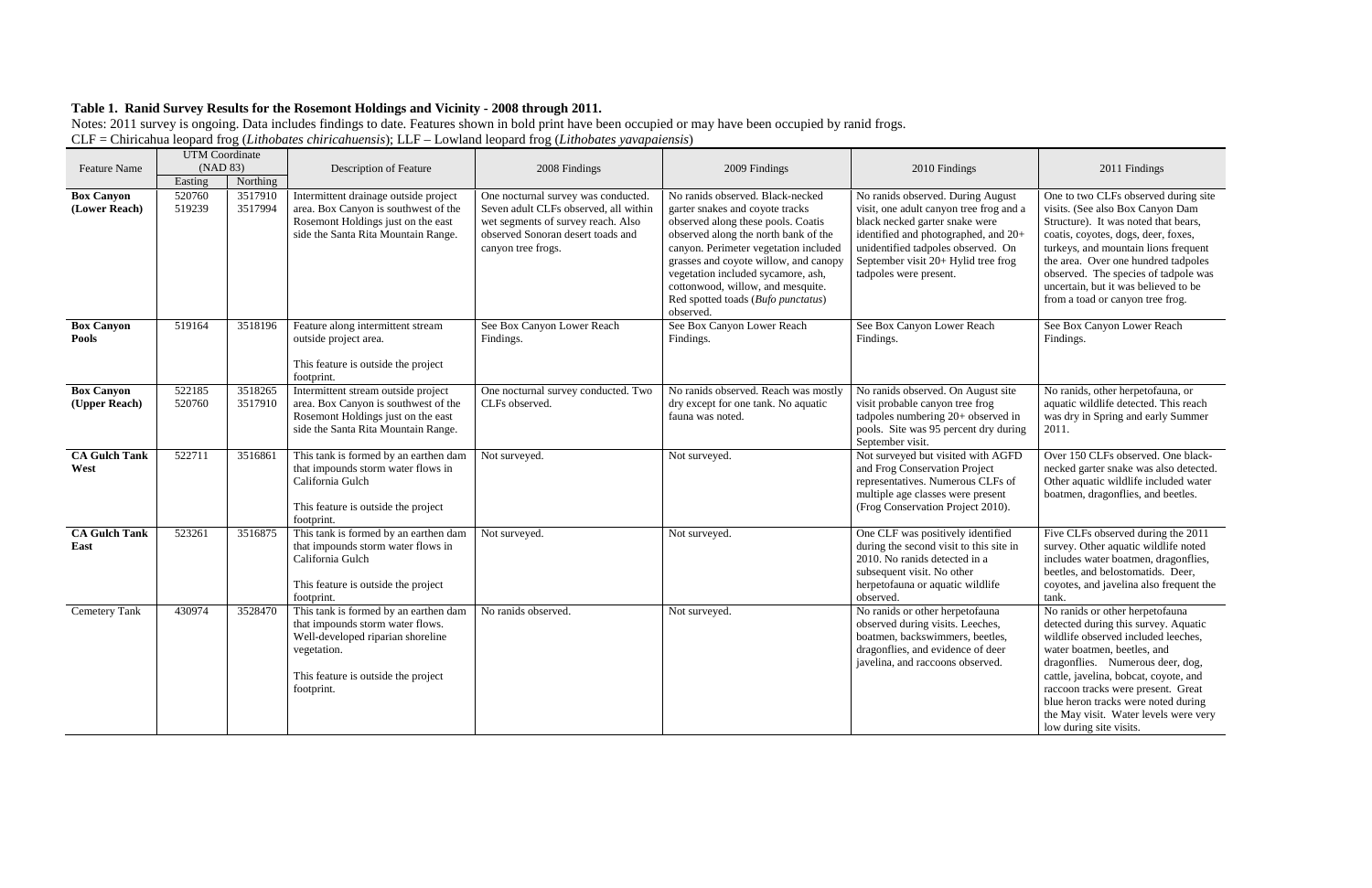**Table 1. Ranid Survey Results for the Rosemont Holdings and Vicinity - 2008 through 2011.**

Notes: 2011 survey is ongoing. Data includes findings to date. Features shown in bold print have been occupied or may have been occupied by ranid frogs.
CLF = Chiricahua leopard frog (*Lithobates chiricahuensis*); LLF – Lowland leopard frog (*Lithobates yavapaiensis*)

| Feature Name | UTM Coordinate (NAD 83) | | Description of Feature | 2008 Findings | 2009 Findings | 2010 Findings | 2011 Findings |
|---|---|---|---|---|---|---|---|
| | Easting | Northing | | | | | |
| **Box Canyon (Lower Reach)** | 520760<br>519239 | 3517910<br>3517994 | Intermittent drainage outside project area. Box Canyon is southwest of the Rosemont Holdings just on the east side the Santa Rita Mountain Range. | One nocturnal survey was conducted. Seven adult CLFs observed, all within wet segments of survey reach. Also observed Sonoran desert toads and canyon tree frogs. | No ranids observed. Black-necked garter snakes and coyote tracks observed along these pools. Coatis observed along the north bank of the canyon. Perimeter vegetation included grasses and coyote willow, and canopy vegetation included sycamore, ash, cottonwood, willow, and mesquite. Red spotted toads (*Bufo punctatus*) observed. | No ranids observed. During August visit, one adult canyon tree frog and a black necked garter snake were identified and photographed, and 20+ unidentified tadpoles observed. On September visit 20+ Hylid tree frog tadpoles were present. | One to two CLFs observed during site visits. (See also Box Canyon Dam Structure). It was noted that bears, coatis, coyotes, dogs, deer, foxes, turkeys, and mountain lions frequent the area. Over one hundred tadpoles observed. The species of tadpole was uncertain, but it was believed to be from a toad or canyon tree frog. |
| **Box Canyon Pools** | 519164 | 3518196 | Feature along intermittent stream outside project area.<br><br>This feature is outside the project footprint. | See Box Canyon Lower Reach Findings. | See Box Canyon Lower Reach Findings. | See Box Canyon Lower Reach Findings. | See Box Canyon Lower Reach Findings. |
| **Box Canyon (Upper Reach)** | 522185<br>520760 | 3518265<br>3517910 | Intermittent stream outside project area. Box Canyon is southwest of the Rosemont Holdings just on the east side the Santa Rita Mountain Range. | One nocturnal survey conducted. Two CLFs observed. | No ranids observed. Reach was mostly dry except for one tank. No aquatic fauna was noted. | No ranids observed. On August site visit probable canyon tree frog tadpoles numbering 20+ observed in pools. Site was 95 percent dry during September visit. | No ranids, other herpetofauna, or aquatic wildlife detected. This reach was dry in Spring and early Summer 2011. |
| **CA Gulch Tank West** | 522711 | 3516861 | This tank is formed by an earthen dam that impounds storm water flows in California Gulch<br><br>This feature is outside the project footprint. | Not surveyed. | Not surveyed. | Not surveyed but visited with AGFD and Frog Conservation Project representatives. Numerous CLFs of multiple age classes were present (Frog Conservation Project 2010). | Over 150 CLFs observed. One black-necked garter snake was also detected. Other aquatic wildlife included water boatmen, dragonflies, and beetles. |
| **CA Gulch Tank East** | 523261 | 3516875 | This tank is formed by an earthen dam that impounds storm water flows in California Gulch<br><br>This feature is outside the project footprint. | Not surveyed. | Not surveyed. | One CLF was positively identified during the second visit to this site in 2010. No ranids detected in a subsequent visit. No other herpetofauna or aquatic wildlife observed. | Five CLFs observed during the 2011 survey. Other aquatic wildlife noted includes water boatmen, dragonflies, beetles, and belostomatids. Deer, coyotes, and javelina also frequent the tank. |
| Cemetery Tank | 430974 | 3528470 | This tank is formed by an earthen dam that impounds storm water flows. Well-developed riparian shoreline vegetation.<br><br>This feature is outside the project footprint. | No ranids observed. | Not surveyed. | No ranids or other herpetofauna observed during visits. Leeches, boatmen, backswimmers, beetles, dragonflies, and evidence of deer javelina, and raccoons observed. | No ranids or other herpetofauna detected during this survey. Aquatic wildlife observed included leeches, water boatmen, beetles, and dragonflies. Numerous deer, dog, cattle, javelina, bobcat, coyote, and raccoon tracks were present. Great blue heron tracks were noted during the May visit. Water levels were very low during site visits. |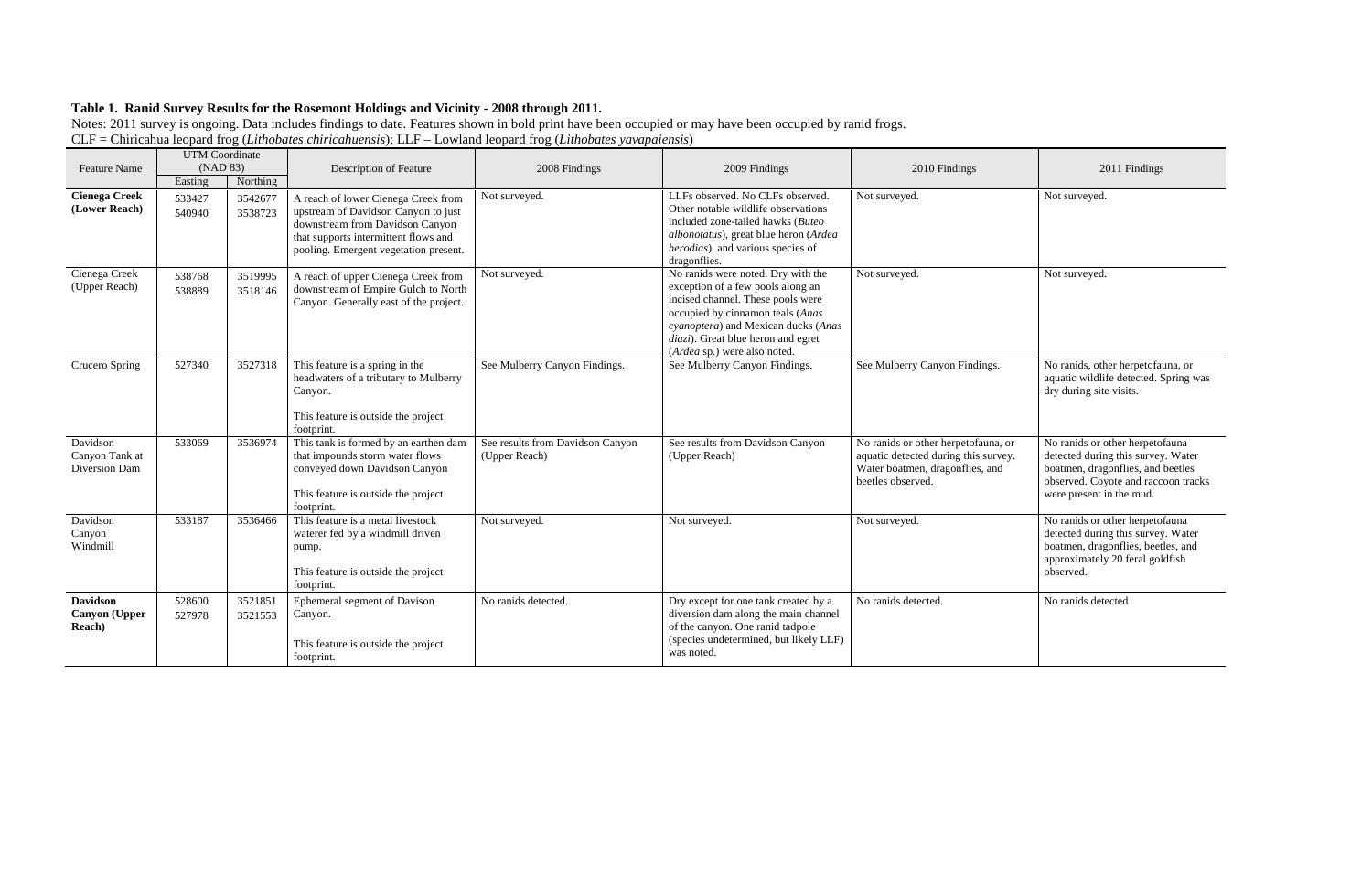**Table 1. Ranid Survey Results for the Rosemont Holdings and Vicinity - 2008 through 2011.**

Notes: 2011 survey is ongoing. Data includes findings to date. Features shown in bold print have been occupied or may have been occupied by ranid frogs.

CLF = Chiricahua leopard frog (*Lithobates chiricahuensis*); LLF – Lowland leopard frog (*Lithobates yavapaiensis*)

| Feature Name | UTM Coordinate (NAD 83) | | Description of Feature | 2008 Findings | 2009 Findings | 2010 Findings | 2011 Findings |
|---|---|---|---|---|---|---|---|
| | Easting | Northing | | | | | |
| **Cienega Creek (Lower Reach)** | 533427<br>540940 | 3542677<br>3538723 | A reach of lower Cienega Creek from upstream of Davidson Canyon to just downstream from Davidson Canyon that supports intermittent flows and pooling. Emergent vegetation present. | Not surveyed. | LLFs observed. No CLFs observed. Other notable wildlife observations included zone-tailed hawks (*Buteo albonotatus*), great blue heron (*Ardea herodias*), and various species of dragonflies. | Not surveyed. | Not surveyed. |
| Cienega Creek (Upper Reach) | 538768<br>538889 | 3519995<br>3518146 | A reach of upper Cienega Creek from downstream of Empire Gulch to North Canyon. Generally east of the project. | Not surveyed. | No ranids were noted. Dry with the exception of a few pools along an incised channel. These pools were occupied by cinnamon teals (*Anas cyanoptera*) and Mexican ducks (*Anas diazi*). Great blue heron and egret (*Ardea* sp.) were also noted. | Not surveyed. | Not surveyed. |
| Crucero Spring | 527340 | 3527318 | This feature is a spring in the headwaters of a tributary to Mulberry Canyon.<br><br>This feature is outside the project footprint. | See Mulberry Canyon Findings. | See Mulberry Canyon Findings. | See Mulberry Canyon Findings. | No ranids, other herpetofauna, or aquatic wildlife detected. Spring was dry during site visits. |
| Davidson Canyon Tank at Diversion Dam | 533069 | 3536974 | This tank is formed by an earthen dam that impounds storm water flows conveyed down Davidson Canyon<br><br>This feature is outside the project footprint. | See results from Davidson Canyon (Upper Reach) | See results from Davidson Canyon (Upper Reach) | No ranids or other herpetofauna, or aquatic detected during this survey. Water boatmen, dragonflies, and beetles observed. | No ranids or other herpetofauna detected during this survey. Water boatmen, dragonflies, and beetles observed. Coyote and raccoon tracks were present in the mud. |
| Davidson Canyon Windmill | 533187 | 3536466 | This feature is a metal livestock waterer fed by a windmill driven pump.<br><br>This feature is outside the project footprint. | Not surveyed. | Not surveyed. | Not surveyed. | No ranids or other herpetofauna detected during this survey. Water boatmen, dragonflies, beetles, and approximately 20 feral goldfish observed. |
| **Davidson Canyon (Upper Reach)** | 528600<br>527978 | 3521851<br>3521553 | Ephemeral segment of Davison Canyon.<br><br>This feature is outside the project footprint. | No ranids detected. | Dry except for one tank created by a diversion dam along the main channel of the canyon. One ranid tadpole (species undetermined, but likely LLF) was noted. | No ranids detected. | No ranids detected |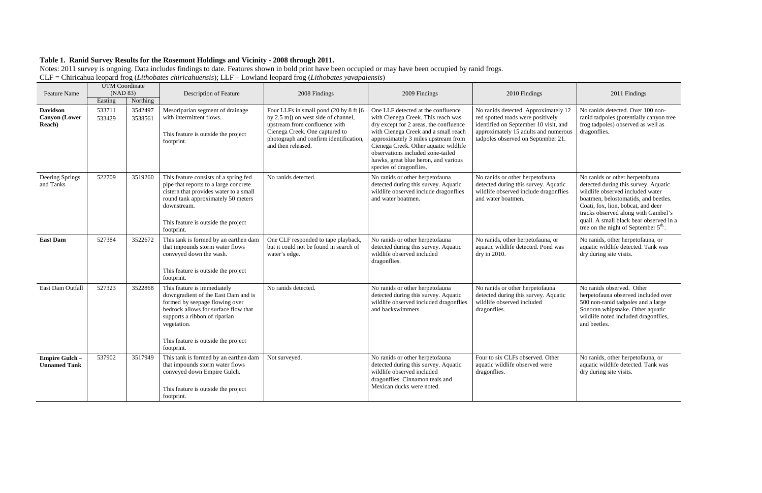**Table 1. Ranid Survey Results for the Rosemont Holdings and Vicinity - 2008 through 2011.**

Notes: 2011 survey is ongoing. Data includes findings to date. Features shown in bold print have been occupied or may have been occupied by ranid frogs.

CLF = Chiricahua leopard frog (*Lithobates chiricahuensis*); LLF – Lowland leopard frog (*Lithobates yavapaiensis*)

| Feature Name | UTM Coordinate (NAD 83) | | Description of Feature | 2008 Findings | 2009 Findings | 2010 Findings | 2011 Findings |
|---|---|---|---|---|---|---|---|
| | Easting | Northing | | | | | |
| **Davidson Canyon (Lower Reach)** | 533711<br>533429 | 3542497<br>3538561 | Mesoriparian segment of drainage with intermittent flows.<br><br>This feature is outside the project footprint. | Four LLFs in small pond (20 by 8 ft [6 by 2.5 m]) on west side of channel, upstream from confluence with Cienega Creek. One captured to photograph and confirm identification, and then released. | One LLF detected at the confluence with Cienega Creek. This reach was dry except for 2 areas, the confluence with Cienega Creek and a small reach approximately 3 miles upstream from Cienega Creek. Other aquatic wildlife observations included zone-tailed hawks, great blue heron, and various species of dragonflies. | No ranids detected. Approximately 12 red spotted toads were positively identified on September 10 visit, and approximately 15 adults and numerous tadpoles observed on September 21. | No ranids detected. Over 100 non-ranid tadpoles (potentially canyon tree frog tadpoles) observed as well as dragonflies. |
| Deering Springs and Tanks | 522709 | 3519260 | This feature consists of a spring fed pipe that reports to a large concrete cistern that provides water to a small round tank approximately 50 meters downstream.<br><br>This feature is outside the project footprint. | No ranids detected. | No ranids or other herpetofauna detected during this survey. Aquatic wildlife observed include dragonflies and water boatmen. | No ranids or other herpetofauna detected during this survey. Aquatic wildlife observed include dragonflies and water boatmen. | No ranids or other herpetofauna detected during this survey. Aquatic wildlife observed included water boatmen, belostomatids, and beetles. Coati, fox, lion, bobcat, and deer tracks observed along with Gambel's quail. A small black bear observed in a tree on the night of September 5th. |
| **East Dam** | 527384 | 3522672 | This tank is formed by an earthen dam that impounds storm water flows conveyed down the wash.<br><br>This feature is outside the project footprint. | One CLF responded to tape playback, but it could not be found in search of water's edge. | No ranids or other herpetofauna detected during this survey. Aquatic wildlife observed included dragonflies. | No ranids, other herpetofauna, or aquatic wildlife detected. Pond was dry in 2010. | No ranids, other herpetofauna, or aquatic wildlife detected. Tank was dry during site visits. |
| East Dam Outfall | 527323 | 3522868 | This feature is immediately downgradient of the East Dam and is formed by seepage flowing over bedrock allows for surface flow that supports a ribbon of riparian vegetation.<br><br>This feature is outside the project footprint. | No ranids detected. | No ranids or other herpetofauna detected during this survey. Aquatic wildlife observed included dragonflies and backswimmers. | No ranids or other herpetofauna detected during this survey. Aquatic wildlife observed included dragonflies. | No ranids observed. Other herpetofauna observed included over 500 non-ranid tadpoles and a large Sonoran whipsnake. Other aquatic wildlife noted included dragonflies, and beetles. |
| **Empire Gulch – Unnamed Tank** | 537902 | 3517949 | This tank is formed by an earthen dam that impounds storm water flows conveyed down Empire Gulch.<br><br>This feature is outside the project footprint. | Not surveyed. | No ranids or other herpetofauna detected during this survey. Aquatic wildlife observed included dragonflies. Cinnamon teals and Mexican ducks were noted. | Four to six CLFs observed. Other aquatic wildlife observed were dragonflies. | No ranids, other herpetofauna, or aquatic wildlife detected. Tank was dry during site visits. |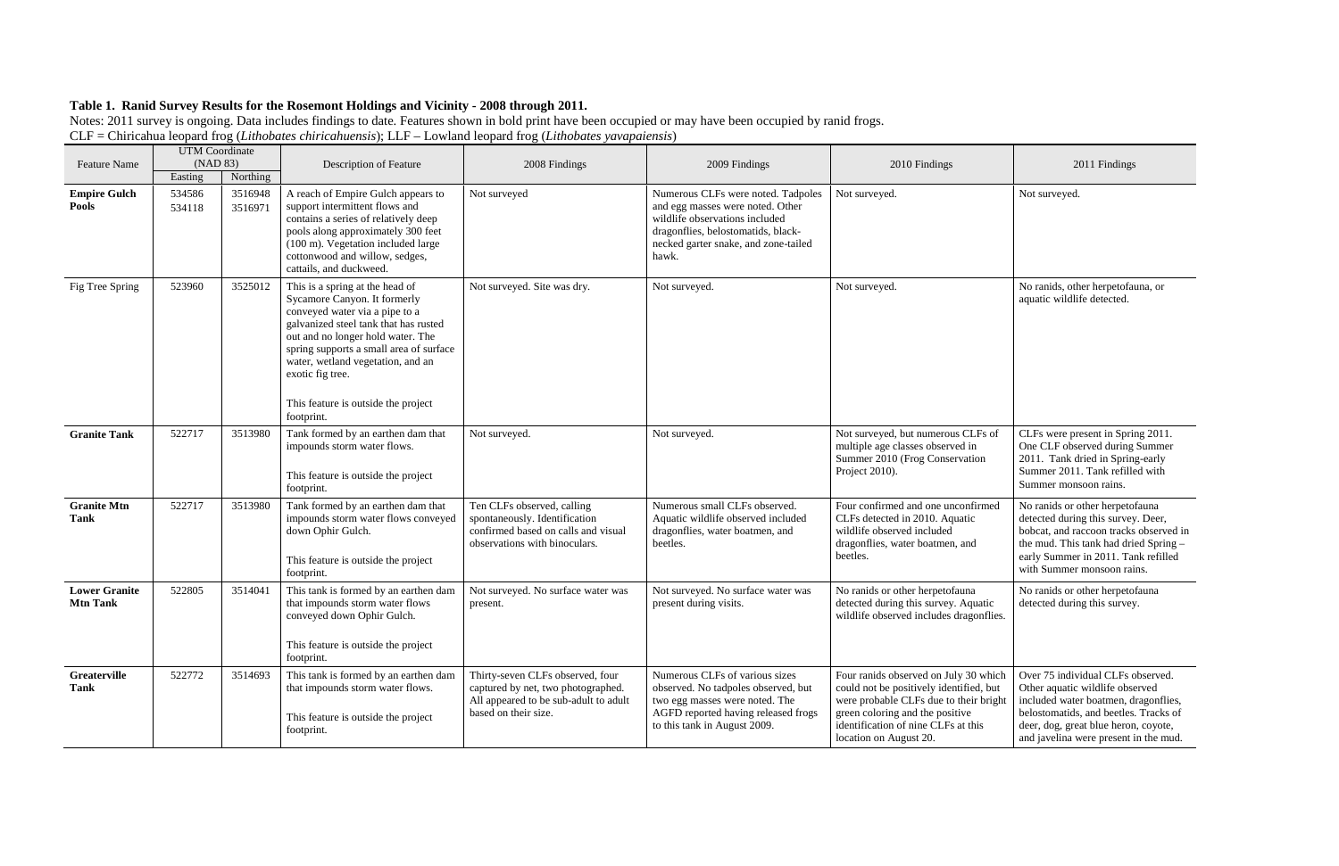**Table 1. Ranid Survey Results for the Rosemont Holdings and Vicinity - 2008 through 2011.**

Notes: 2011 survey is ongoing. Data includes findings to date. Features shown in bold print have been occupied or may have been occupied by ranid frogs.
CLF = Chiricahua leopard frog (*Lithobates chiricahuensis*); LLF – Lowland leopard frog (*Lithobates yavapaiensis*)

| Feature Name | UTM Coordinate (NAD 83) | | Description of Feature | 2008 Findings | 2009 Findings | 2010 Findings | 2011 Findings |
|---|---|---|---|---|---|---|---|
| | Easting | Northing | | | | | |
| **Empire Gulch Pools** | 534586<br>534118 | 3516948<br>3516971 | A reach of Empire Gulch appears to support intermittent flows and contains a series of relatively deep pools along approximately 300 feet (100 m). Vegetation included large cottonwood and willow, sedges, cattails, and duckweed. | Not surveyed | Numerous CLFs were noted. Tadpoles and egg masses were noted. Other wildlife observations included dragonflies, belostomatids, black-necked garter snake, and zone-tailed hawk. | Not surveyed. | Not surveyed. |
| Fig Tree Spring | 523960 | 3525012 | This is a spring at the head of Sycamore Canyon. It formerly conveyed water via a pipe to a galvanized steel tank that has rusted out and no longer hold water. The spring supports a small area of surface water, wetland vegetation, and an exotic fig tree.<br><br>This feature is outside the project footprint. | Not surveyed. Site was dry. | Not surveyed. | Not surveyed. | No ranids, other herpetofauna, or aquatic wildlife detected. |
| **Granite Tank** | 522717 | 3513980 | Tank formed by an earthen dam that impounds storm water flows.<br><br>This feature is outside the project footprint. | Not surveyed. | Not surveyed. | Not surveyed, but numerous CLFs of multiple age classes observed in Summer 2010 (Frog Conservation Project 2010). | CLFs were present in Spring 2011. One CLF observed during Summer 2011. Tank dried in Spring-early Summer 2011. Tank refilled with Summer monsoon rains. |
| **Granite Mtn Tank** | 522717 | 3513980 | Tank formed by an earthen dam that impounds storm water flows conveyed down Ophir Gulch.<br><br>This feature is outside the project footprint. | Ten CLFs observed, calling spontaneously. Identification confirmed based on calls and visual observations with binoculars. | Numerous small CLFs observed. Aquatic wildlife observed included dragonflies, water boatmen, and beetles. | Four confirmed and one unconfirmed CLFs detected in 2010. Aquatic wildlife observed included dragonflies, water boatmen, and beetles. | No ranids or other herpetofauna detected during this survey. Deer, bobcat, and raccoon tracks observed in the mud. This tank had dried Spring – early Summer in 2011. Tank refilled with Summer monsoon rains. |
| **Lower Granite Mtn Tank** | 522805 | 3514041 | This tank is formed by an earthen dam that impounds storm water flows conveyed down Ophir Gulch.<br><br>This feature is outside the project footprint. | Not surveyed. No surface water was present. | Not surveyed. No surface water was present during visits. | No ranids or other herpetofauna detected during this survey. Aquatic wildlife observed includes dragonflies. | No ranids or other herpetofauna detected during this survey. |
| **Greaterville Tank** | 522772 | 3514693 | This tank is formed by an earthen dam that impounds storm water flows.<br><br>This feature is outside the project footprint. | Thirty-seven CLFs observed, four captured by net, two photographed. All appeared to be sub-adult to adult based on their size. | Numerous CLFs of various sizes observed. No tadpoles observed, but two egg masses were noted. The AGFD reported having released frogs to this tank in August 2009. | Four ranids observed on July 30 which could not be positively identified, but were probable CLFs due to their bright green coloring and the positive identification of nine CLFs at this location on August 20. | Over 75 individual CLFs observed. Other aquatic wildlife observed included water boatmen, dragonflies, belostomatids, and beetles. Tracks of deer, dog, great blue heron, coyote, and javelina were present in the mud. |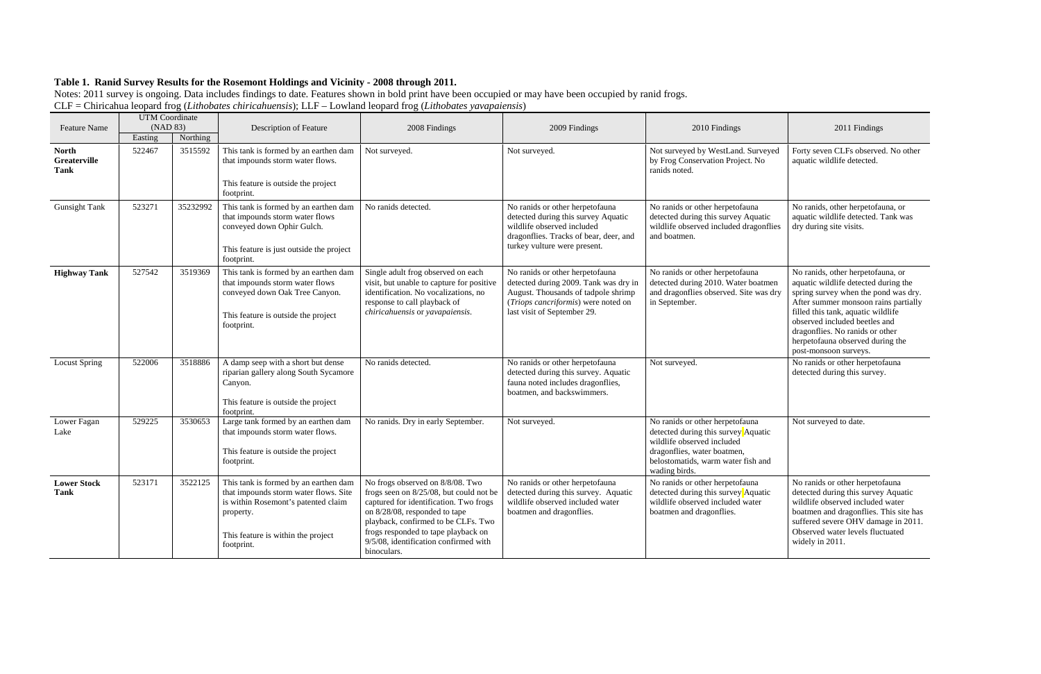**Table 1. Ranid Survey Results for the Rosemont Holdings and Vicinity - 2008 through 2011.**

Notes: 2011 survey is ongoing. Data includes findings to date. Features shown in bold print have been occupied or may have been occupied by ranid frogs.

CLF = Chiricahua leopard frog (*Lithobates chiricahuensis*); LLF – Lowland leopard frog (*Lithobates yavapaiensis*)

| Feature Name | UTM Coordinate (NAD 83) | | Description of Feature | 2008 Findings | 2009 Findings | 2010 Findings | 2011 Findings |
|---|---|---|---|---|---|---|---|
| | Easting | Northing | | | | | |
| **North Greaterville Tank** | 522467 | 3515592 | This tank is formed by an earthen dam that impounds storm water flows.<br><br>This feature is outside the project footprint. | Not surveyed. | Not surveyed. | Not surveyed by WestLand. Surveyed by Frog Conservation Project. No ranids noted. | Forty seven CLFs observed. No other aquatic wildlife detected. |
| Gunsight Tank | 523271 | 35232992 | This tank is formed by an earthen dam that impounds storm water flows conveyed down Ophir Gulch.<br><br>This feature is just outside the project footprint. | No ranids detected. | No ranids or other herpetofauna detected during this survey Aquatic wildlife observed included dragonflies. Tracks of bear, deer, and turkey vulture were present. | No ranids or other herpetofauna detected during this survey Aquatic wildlife observed included dragonflies and boatmen. | No ranids, other herpetofauna, or aquatic wildlife detected. Tank was dry during site visits. |
| **Highway Tank** | 527542 | 3519369 | This tank is formed by an earthen dam that impounds storm water flows conveyed down Oak Tree Canyon.<br><br>This feature is outside the project footprint. | Single adult frog observed on each visit, but unable to capture for positive identification. No vocalizations, no response to call playback of *chiricahuensis* or *yavapaiensis*. | No ranids or other herpetofauna detected during 2009. Tank was dry in August. Thousands of tadpole shrimp (*Triops cancriformis*) were noted on last visit of September 29. | No ranids or other herpetofauna detected during 2010. Water boatmen and dragonflies observed. Site was dry in September. | No ranids, other herpetofauna, or aquatic wildlife detected during the spring survey when the pond was dry. After summer monsoon rains partially filled this tank, aquatic wildlife observed included beetles and dragonflies. No ranids or other herpetofauna observed during the post-monsoon surveys. |
| Locust Spring | 522006 | 3518886 | A damp seep with a short but dense riparian gallery along South Sycamore Canyon.<br><br>This feature is outside the project footprint. | No ranids detected. | No ranids or other herpetofauna detected during this survey. Aquatic fauna noted includes dragonflies, boatmen, and backswimmers. | Not surveyed. | No ranids or other herpetofauna detected during this survey. |
| Lower Fagan Lake | 529225 | 3530653 | Large tank formed by an earthen dam that impounds storm water flows.<br><br>This feature is outside the project footprint. | No ranids. Dry in early September. | Not surveyed. | No ranids or other herpetofauna detected during this survey. Aquatic wildlife observed included dragonflies, water boatmen, belostomatids, warm water fish and wading birds. | Not surveyed to date. |
| **Lower Stock Tank** | 523171 | 3522125 | This tank is formed by an earthen dam that impounds storm water flows. Site is within Rosemont's patented claim property.<br><br>This feature is within the project footprint. | No frogs observed on 8/8/08. Two frogs seen on 8/25/08, but could not be captured for identification. Two frogs on 8/28/08, responded to tape playback, confirmed to be CLFs. Two frogs responded to tape playback on 9/5/08, identification confirmed with binoculars. | No ranids or other herpetofauna detected during this survey. Aquatic wildlife observed included water boatmen and dragonflies. | No ranids or other herpetofauna detected during this survey. Aquatic wildlife observed included water boatmen and dragonflies. | No ranids or other herpetofauna detected during this survey Aquatic wildlife observed included water boatmen and dragonflies. This site has suffered severe OHV damage in 2011. Observed water levels fluctuated widely in 2011. |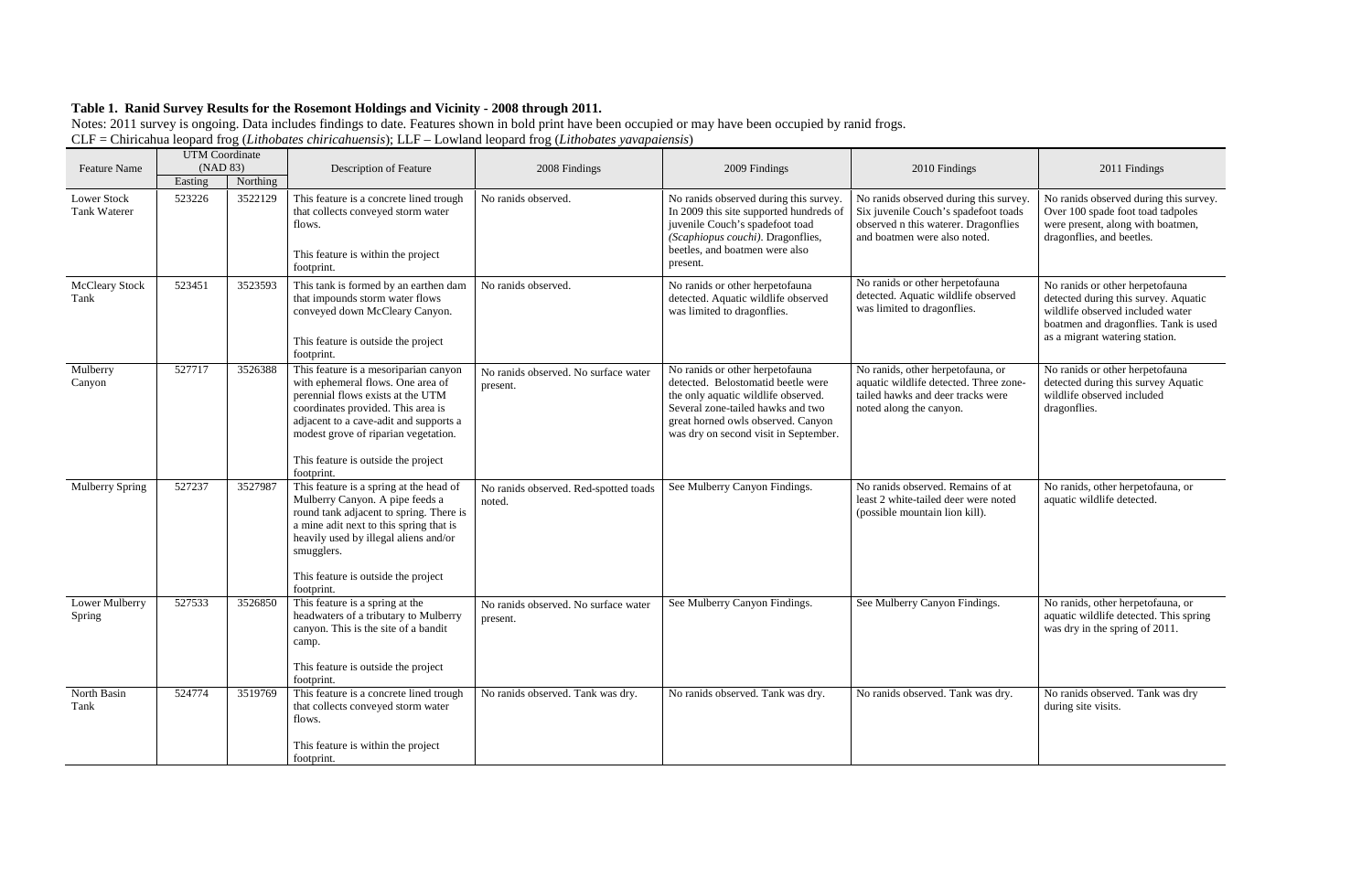**Table 1. Ranid Survey Results for the Rosemont Holdings and Vicinity - 2008 through 2011.**

Notes: 2011 survey is ongoing. Data includes findings to date. Features shown in bold print have been occupied or may have been occupied by ranid frogs.

CLF = Chiricahua leopard frog (*Lithobates chiricahuensis*); LLF – Lowland leopard frog (*Lithobates yavapaiensis*)

| Feature Name | UTM Coordinate (NAD 83) | | Description of Feature | 2008 Findings | 2009 Findings | 2010 Findings | 2011 Findings |
|---|---|---|---|---|---|---|---|
| | Easting | Northing | | | | | |
| Lower Stock Tank Waterer | 523226 | 3522129 | This feature is a concrete lined trough that collects conveyed storm water flows.<br><br>This feature is within the project footprint. | No ranids observed. | No ranids observed during this survey. In 2009 this site supported hundreds of juvenile Couch's spadefoot toad *(Scaphiopus couchi)*. Dragonflies, beetles, and boatmen were also present. | No ranids observed during this survey. Six juvenile Couch's spadefoot toads observed n this waterer. Dragonflies and boatmen were also noted. | No ranids observed during this survey. Over 100 spade foot toad tadpoles were present, along with boatmen, dragonflies, and beetles. |
| McCleary Stock Tank | 523451 | 3523593 | This tank is formed by an earthen dam that impounds storm water flows conveyed down McCleary Canyon.<br><br>This feature is outside the project footprint. | No ranids observed. | No ranids or other herpetofauna detected. Aquatic wildlife observed was limited to dragonflies. | No ranids or other herpetofauna detected. Aquatic wildlife observed was limited to dragonflies. | No ranids or other herpetofauna detected during this survey. Aquatic wildlife observed included water boatmen and dragonflies. Tank is used as a migrant watering station. |
| Mulberry Canyon | 527717 | 3526388 | This feature is a mesoriparian canyon with ephemeral flows. One area of perennial flows exists at the UTM coordinates provided. This area is adjacent to a cave-adit and supports a modest grove of riparian vegetation.<br><br>This feature is outside the project footprint. | No ranids observed. No surface water present. | No ranids or other herpetofauna detected. Belostomatid beetle were the only aquatic wildlife observed. Several zone-tailed hawks and two great horned owls observed. Canyon was dry on second visit in September. | No ranids, other herpetofauna, or aquatic wildlife detected. Three zone-tailed hawks and deer tracks were noted along the canyon. | No ranids or other herpetofauna detected during this survey Aquatic wildlife observed included dragonflies. |
| Mulberry Spring | 527237 | 3527987 | This feature is a spring at the head of Mulberry Canyon. A pipe feeds a round tank adjacent to spring. There is a mine adit next to this spring that is heavily used by illegal aliens and/or smugglers.<br><br>This feature is outside the project footprint. | No ranids observed. Red-spotted toads noted. | See Mulberry Canyon Findings. | No ranids observed. Remains of at least 2 white-tailed deer were noted (possible mountain lion kill). | No ranids, other herpetofauna, or aquatic wildlife detected. |
| Lower Mulberry Spring | 527533 | 3526850 | This feature is a spring at the headwaters of a tributary to Mulberry canyon. This is the site of a bandit camp.<br><br>This feature is outside the project footprint. | No ranids observed. No surface water present. | See Mulberry Canyon Findings. | See Mulberry Canyon Findings. | No ranids, other herpetofauna, or aquatic wildlife detected. This spring was dry in the spring of 2011. |
| North Basin Tank | 524774 | 3519769 | This feature is a concrete lined trough that collects conveyed storm water flows.<br><br>This feature is within the project footprint. | No ranids observed. Tank was dry. | No ranids observed. Tank was dry. | No ranids observed. Tank was dry. | No ranids observed. Tank was dry during site visits. |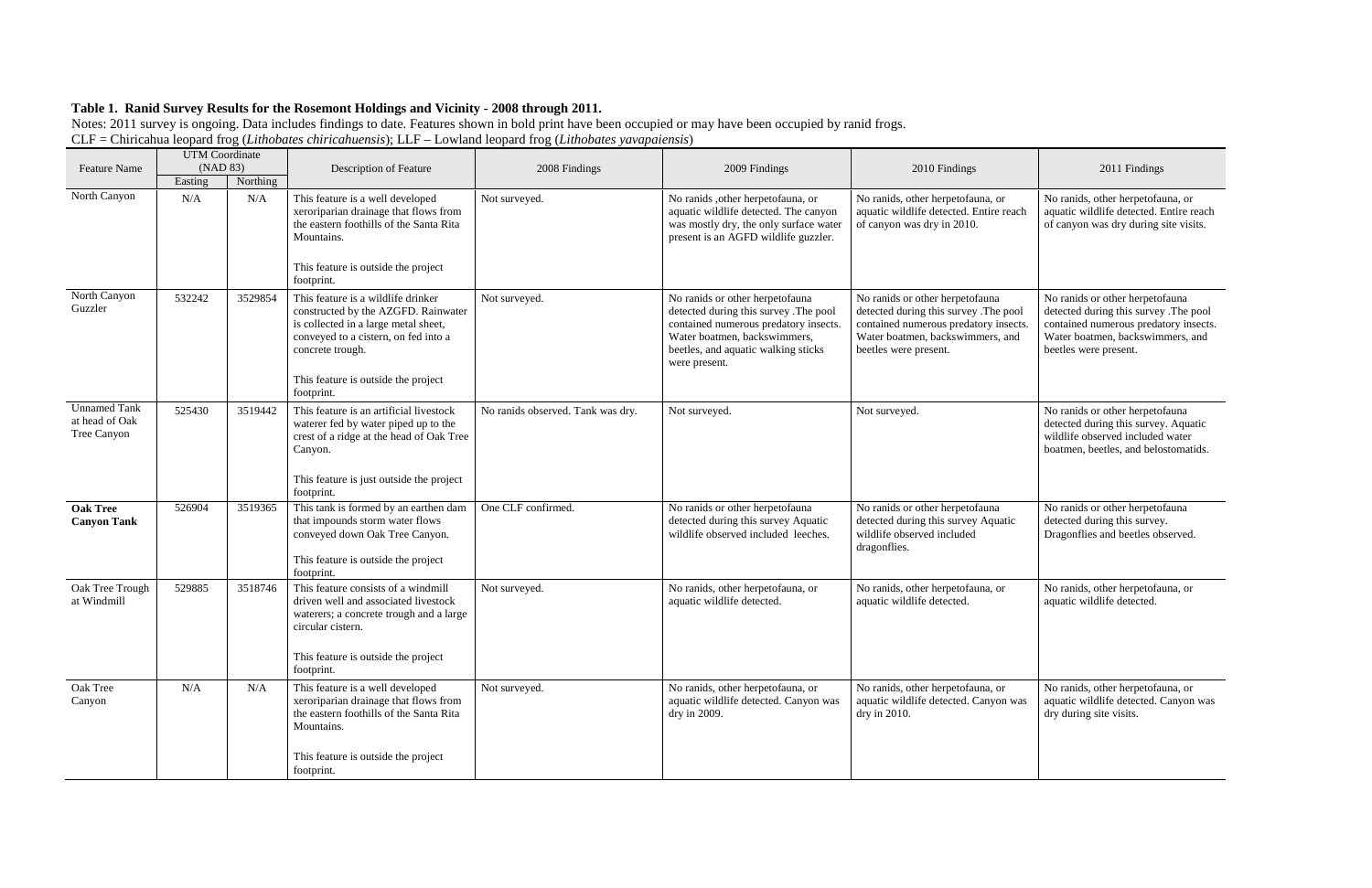**Table 1. Ranid Survey Results for the Rosemont Holdings and Vicinity - 2008 through 2011.**

Notes: 2011 survey is ongoing. Data includes findings to date. Features shown in bold print have been occupied or may have been occupied by ranid frogs.
CLF = Chiricahua leopard frog (*Lithobates chiricahuensis*); LLF – Lowland leopard frog (*Lithobates yavapaiensis*)

| Feature Name | UTM Coordinate (NAD 83) | | Description of Feature | 2008 Findings | 2009 Findings | 2010 Findings | 2011 Findings |
|---|---|---|---|---|---|---|---|
| | Easting | Northing | | | | | |
| North Canyon | N/A | N/A | This feature is a well developed xeroriparian drainage that flows from the eastern foothills of the Santa Rita Mountains.<br><br>This feature is outside the project footprint. | Not surveyed. | No ranids ,other herpetofauna, or aquatic wildlife detected. The canyon was mostly dry, the only surface water present is an AGFD wildlife guzzler. | No ranids, other herpetofauna, or aquatic wildlife detected. Entire reach of canyon was dry in 2010. | No ranids, other herpetofauna, or aquatic wildlife detected. Entire reach of canyon was dry during site visits. |
| North Canyon Guzzler | 532242 | 3529854 | This feature is a wildlife drinker constructed by the AZGFD. Rainwater is collected in a large metal sheet, conveyed to a cistern, on fed into a concrete trough.<br><br>This feature is outside the project footprint. | Not surveyed. | No ranids or other herpetofauna detected during this survey .The pool contained numerous predatory insects. Water boatmen, backswimmers, beetles, and aquatic walking sticks were present. | No ranids or other herpetofauna detected during this survey .The pool contained numerous predatory insects. Water boatmen, backswimmers, and beetles were present. | No ranids or other herpetofauna detected during this survey .The pool contained numerous predatory insects. Water boatmen, backswimmers, and beetles were present. |
| Unnamed Tank at head of Oak Tree Canyon | 525430 | 3519442 | This feature is an artificial livestock waterer fed by water piped up to the crest of a ridge at the head of Oak Tree Canyon.<br><br>This feature is just outside the project footprint. | No ranids observed. Tank was dry. | Not surveyed. | Not surveyed. | No ranids or other herpetofauna detected during this survey. Aquatic wildlife observed included water boatmen, beetles, and belostomatids. |
| **Oak Tree Canyon Tank** | 526904 | 3519365 | This tank is formed by an earthen dam that impounds storm water flows conveyed down Oak Tree Canyon.<br><br>This feature is outside the project footprint. | One CLF confirmed. | No ranids or other herpetofauna detected during this survey Aquatic wildlife observed included leeches. | No ranids or other herpetofauna detected during this survey Aquatic wildlife observed included dragonflies. | No ranids or other herpetofauna detected during this survey. Dragonflies and beetles observed. |
| Oak Tree Trough at Windmill | 529885 | 3518746 | This feature consists of a windmill driven well and associated livestock waterers; a concrete trough and a large circular cistern.<br><br>This feature is outside the project footprint. | Not surveyed. | No ranids, other herpetofauna, or aquatic wildlife detected. | No ranids, other herpetofauna, or aquatic wildlife detected. | No ranids, other herpetofauna, or aquatic wildlife detected. |
| Oak Tree Canyon | N/A | N/A | This feature is a well developed xeroriparian drainage that flows from the eastern foothills of the Santa Rita Mountains.<br><br>This feature is outside the project footprint. | Not surveyed. | No ranids, other herpetofauna, or aquatic wildlife detected. Canyon was dry in 2009. | No ranids, other herpetofauna, or aquatic wildlife detected. Canyon was dry in 2010. | No ranids, other herpetofauna, or aquatic wildlife detected. Canyon was dry during site visits. |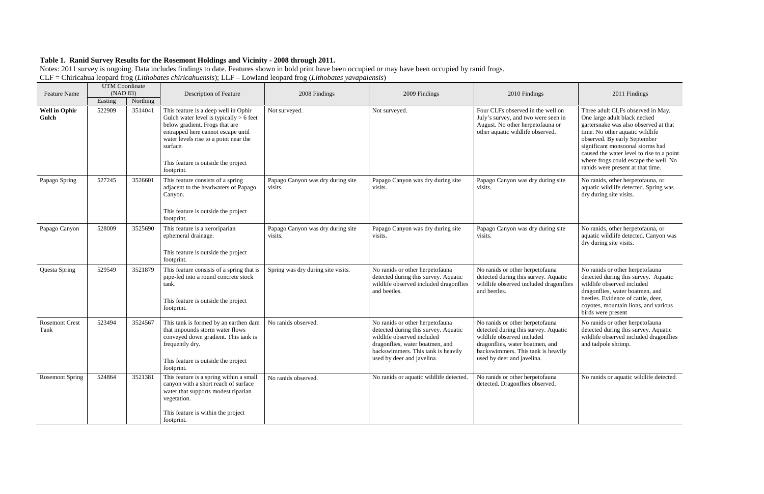**Table 1. Ranid Survey Results for the Rosemont Holdings and Vicinity - 2008 through 2011.**

Notes: 2011 survey is ongoing. Data includes findings to date. Features shown in bold print have been occupied or may have been occupied by ranid frogs.

CLF = Chiricahua leopard frog (*Lithobates chiricahuensis*); LLF – Lowland leopard frog (*Lithobates yavapaiensis*)

| Feature Name | UTM Coordinate (NAD 83) | | Description of Feature | 2008 Findings | 2009 Findings | 2010 Findings | 2011 Findings |
|---|---|---|---|---|---|---|---|
| | Easting | Northing | | | | | |
| **Well in Ophir Gulch** | 522909 | 3514041 | This feature is a deep well in Ophir Gulch water level is typically > 6 feet below gradient. Frogs that are entrapped here cannot escape until water levels rise to a point near the surface. This feature is outside the project footprint. | Not surveyed. | Not surveyed. | Four CLFs observed in the well on July's survey, and two were seen in August. No other herpetofauna or other aquatic wildlife observed. | Three adult CLFs observed in May. One large adult black necked gartersnake was also observed at that time. No other aquatic wildlife observed. By early September significant monsoonal storms had caused the water level to rise to a point where frogs could escape the well. No ranids were present at that time. |
| Papago Spring | 527245 | 3526601 | This feature consists of a spring adjacent to the headwaters of Papago Canyon. This feature is outside the project footprint. | Papago Canyon was dry during site visits. | Papago Canyon was dry during site visits. | Papago Canyon was dry during site visits. | No ranids, other herpetofauna, or aquatic wildlife detected. Spring was dry during site visits. |
| Papago Canyon | 528009 | 3525690 | This feature is a xeroriparian ephemeral drainage. This feature is outside the project footprint. | Papago Canyon was dry during site visits. | Papago Canyon was dry during site visits. | Papago Canyon was dry during site visits. | No ranids, other herpetofauna, or aquatic wildlife detected. Canyon was dry during site visits. |
| Questa Spring | 529549 | 3521879 | This feature consists of a spring that is pipe-fed into a round concrete stock tank. This feature is outside the project footprint. | Spring was dry during site visits. | No ranids or other herpetofauna detected during this survey. Aquatic wildlife observed included dragonflies and beetles. | No ranids or other herpetofauna detected during this survey. Aquatic wildlife observed included dragonflies and beetles. | No ranids or other herpetofauna detected during this survey. Aquatic wildlife observed included dragonflies, water boatmen, and beetles. Evidence of cattle, deer, coyotes, mountain lions, and various birds were present |
| Rosemont Crest Tank | 523494 | 3524567 | This tank is formed by an earthen dam that impounds storm water flows conveyed down gradient. This tank is frequently dry. This feature is outside the project footprint. | No ranids observed. | No ranids or other herpetofauna detected during this survey. Aquatic wildlife observed included dragonflies, water boatmen, and backswimmers. This tank is heavily used by deer and javelina. | No ranids or other herpetofauna detected during this survey. Aquatic wildlife observed included dragonflies, water boatmen, and backswimmers. This tank is heavily used by deer and javelina. | No ranids or other herpetofauna detected during this survey. Aquatic wildlife observed included dragonflies and tadpole shrimp. |
| Rosemont Spring | 524864 | 3521381 | This feature is a spring within a small canyon with a short reach of surface water that supports modest riparian vegetation. This feature is within the project footprint. | No ranids observed. | No ranids or aquatic wildlife detected. | No ranids or other herpetofauna detected. Dragonflies observed. | No ranids or aquatic wildlife detected. |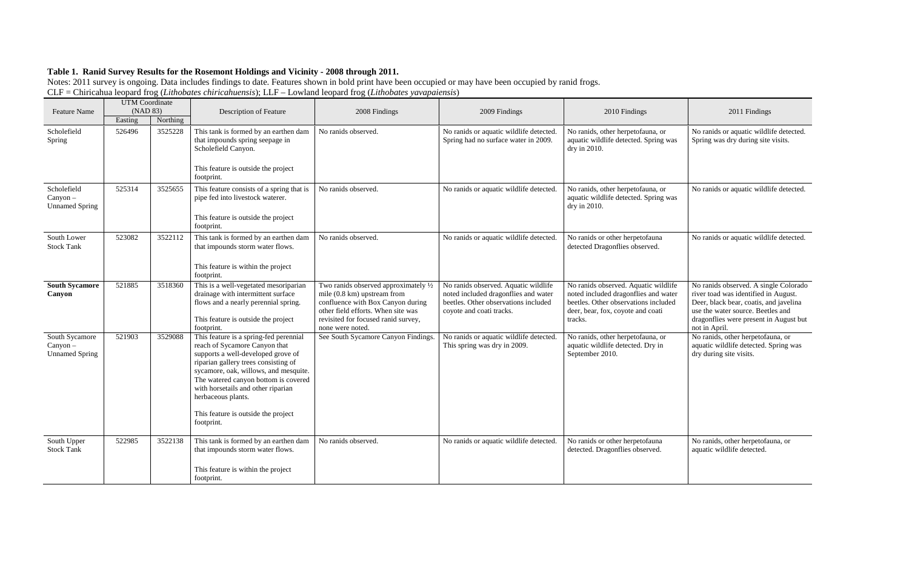**Table 1. Ranid Survey Results for the Rosemont Holdings and Vicinity - 2008 through 2011.**

Notes: 2011 survey is ongoing. Data includes findings to date. Features shown in bold print have been occupied or may have been occupied by ranid frogs.
CLF = Chiricahua leopard frog (*Lithobates chiricahuensis*); LLF – Lowland leopard frog (*Lithobates yavapaiensis*)

| Feature Name | UTM Coordinate (NAD 83) | | Description of Feature | 2008 Findings | 2009 Findings | 2010 Findings | 2011 Findings |
|---|---|---|---|---|---|---|---|
| | Easting | Northing | | | | | |
| Scholefield Spring | 526496 | 3525228 | This tank is formed by an earthen dam that impounds spring seepage in Scholefield Canyon.<br><br>This feature is outside the project footprint. | No ranids observed. | No ranids or aquatic wildlife detected. Spring had no surface water in 2009. | No ranids, other herpetofauna, or aquatic wildlife detected. Spring was dry in 2010. | No ranids or aquatic wildlife detected. Spring was dry during site visits. |
| Scholefield Canyon – Unnamed Spring | 525314 | 3525655 | This feature consists of a spring that is pipe fed into livestock waterer.<br><br>This feature is outside the project footprint. | No ranids observed. | No ranids or aquatic wildlife detected. | No ranids, other herpetofauna, or aquatic wildlife detected. Spring was dry in 2010. | No ranids or aquatic wildlife detected. |
| South Lower Stock Tank | 523082 | 3522112 | This tank is formed by an earthen dam that impounds storm water flows.<br><br>This feature is within the project footprint. | No ranids observed. | No ranids or aquatic wildlife detected. | No ranids or other herpetofauna detected Dragonflies observed. | No ranids or aquatic wildlife detected. |
| **South Sycamore Canyon** | 521885 | 3518360 | This is a well-vegetated mesoriparian drainage with intermittent surface flows and a nearly perennial spring.<br><br>This feature is outside the project footprint. | Two ranids observed approximately ½ mile (0.8 km) upstream from confluence with Box Canyon during other field efforts. When site was revisited for focused ranid survey, none were noted. | No ranids observed. Aquatic wildlife noted included dragonflies and water beetles. Other observations included coyote and coati tracks. | No ranids observed. Aquatic wildlife noted included dragonflies and water beetles. Other observations included deer, bear, fox, coyote and coati tracks. | No ranids observed. A single Colorado river toad was identified in August. Deer, black bear, coatis, and javelina use the water source. Beetles and dragonflies were present in August but not in April. |
| South Sycamore Canyon – Unnamed Spring | 521903 | 3529088 | This feature is a spring-fed perennial reach of Sycamore Canyon that supports a well-developed grove of riparian gallery trees consisting of sycamore, oak, willows, and mesquite. The watered canyon bottom is covered with horsetails and other riparian herbaceous plants.<br><br>This feature is outside the project footprint. | See South Sycamore Canyon Findings. | No ranids or aquatic wildlife detected. This spring was dry in 2009. | No ranids, other herpetofauna, or aquatic wildlife detected. Dry in September 2010. | No ranids, other herpetofauna, or aquatic wildlife detected. Spring was dry during site visits. |
| South Upper Stock Tank | 522985 | 3522138 | This tank is formed by an earthen dam that impounds storm water flows.<br><br>This feature is within the project footprint. | No ranids observed. | No ranids or aquatic wildlife detected. | No ranids or other herpetofauna detected. Dragonflies observed. | No ranids, other herpetofauna, or aquatic wildlife detected. |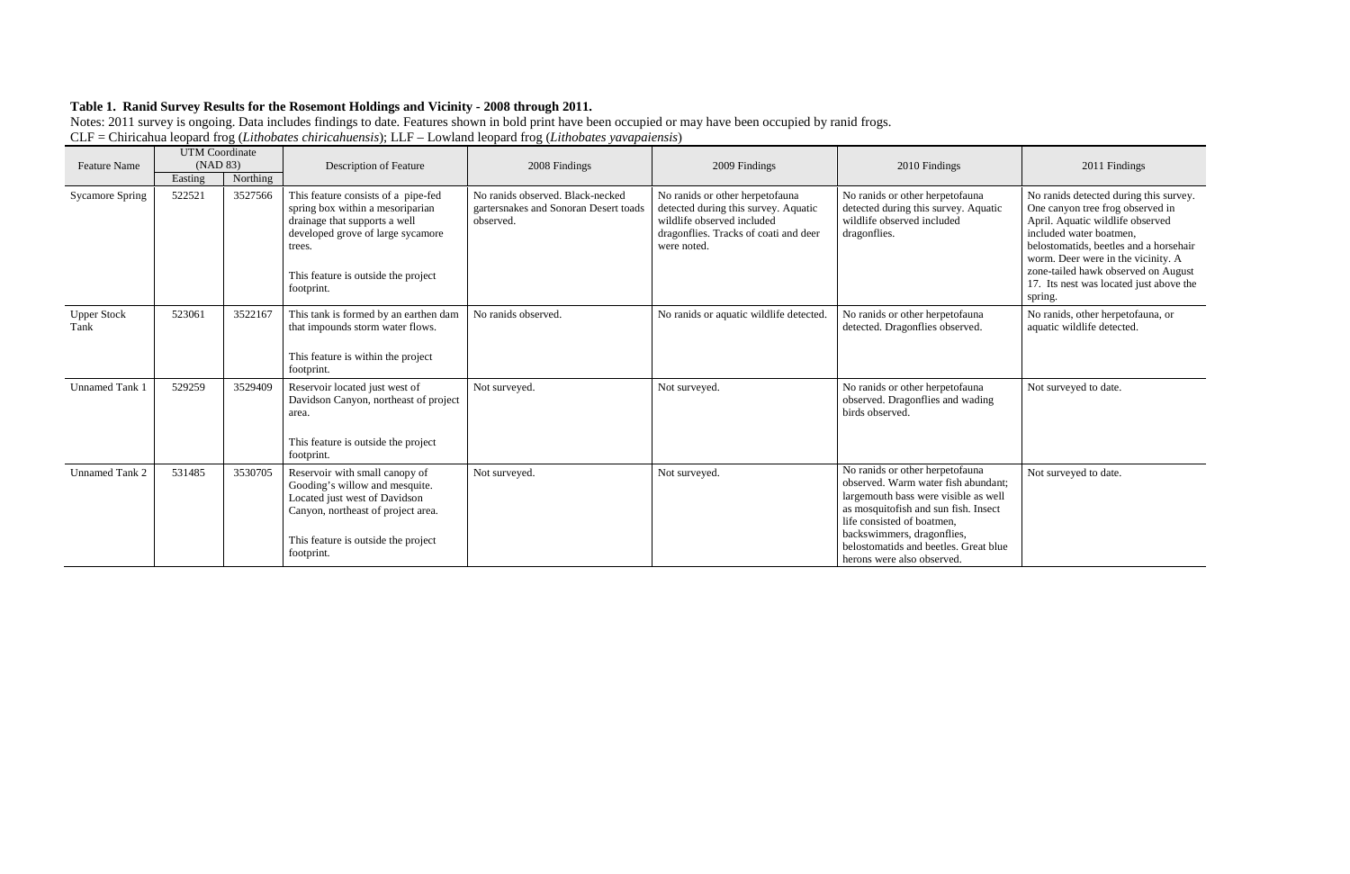**Table 1. Ranid Survey Results for the Rosemont Holdings and Vicinity - 2008 through 2011.**

Notes: 2011 survey is ongoing. Data includes findings to date. Features shown in bold print have been occupied or may have been occupied by ranid frogs.

CLF = Chiricahua leopard frog (*Lithobates chiricahuensis*); LLF – Lowland leopard frog (*Lithobates yavapaiensis*)

| Feature Name | UTM Coordinate (NAD 83) | | Description of Feature | 2008 Findings | 2009 Findings | 2010 Findings | 2011 Findings |
|---|---|---|---|---|---|---|---|
| | Easting | Northing | | | | | |
| Sycamore Spring | 522521 | 3527566 | This feature consists of a pipe-fed spring box within a mesoriparian drainage that supports a well developed grove of large sycamore trees.<br><br>This feature is outside the project footprint. | No ranids observed. Black-necked gartersnakes and Sonoran Desert toads observed. | No ranids or other herpetofauna detected during this survey. Aquatic wildlife observed included dragonflies. Tracks of coati and deer were noted. | No ranids or other herpetofauna detected during this survey. Aquatic wildlife observed included dragonflies. | No ranids detected during this survey. One canyon tree frog observed in April. Aquatic wildlife observed included water boatmen, belostomatids, beetles and a horsehair worm. Deer were in the vicinity. A zone-tailed hawk observed on August 17. Its nest was located just above the spring. |
| Upper Stock Tank | 523061 | 3522167 | This tank is formed by an earthen dam that impounds storm water flows.<br><br>This feature is within the project footprint. | No ranids observed. | No ranids or aquatic wildlife detected. | No ranids or other herpetofauna detected. Dragonflies observed. | No ranids, other herpetofauna, or aquatic wildlife detected. |
| Unnamed Tank 1 | 529259 | 3529409 | Reservoir located just west of Davidson Canyon, northeast of project area.<br><br>This feature is outside the project footprint. | Not surveyed. | Not surveyed. | No ranids or other herpetofauna observed. Dragonflies and wading birds observed. | Not surveyed to date. |
| Unnamed Tank 2 | 531485 | 3530705 | Reservoir with small canopy of Gooding's willow and mesquite. Located just west of Davidson Canyon, northeast of project area.<br><br>This feature is outside the project footprint. | Not surveyed. | Not surveyed. | No ranids or other herpetofauna observed. Warm water fish abundant; largemouth bass were visible as well as mosquitofish and sun fish. Insect life consisted of boatmen, backswimmers, dragonflies, belostomatids and beetles. Great blue herons were also observed. | Not surveyed to date. |